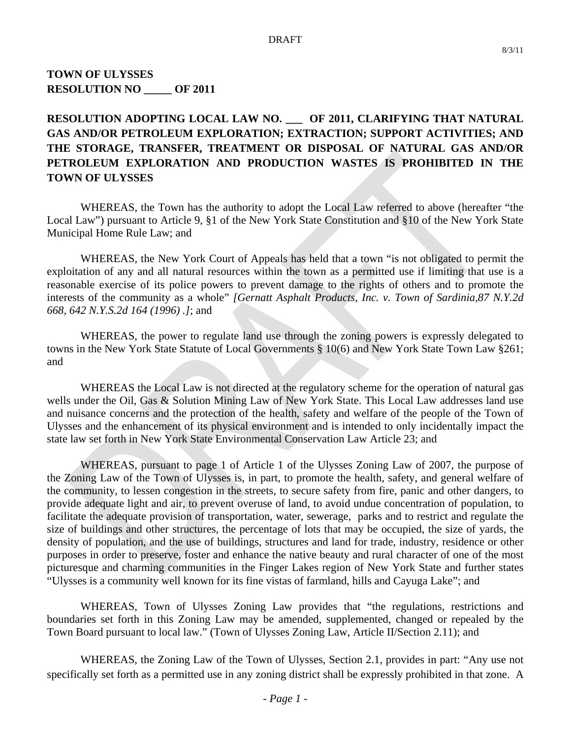DRAFT

8/3/11

**TOWN OF ULYSSES**
**RESOLUTION NO _____ OF 2011**

**RESOLUTION ADOPTING LOCAL LAW NO. ___ OF 2011, CLARIFYING THAT NATURAL GAS AND/OR PETROLEUM EXPLORATION; EXTRACTION; SUPPORT ACTIVITIES; AND THE STORAGE, TRANSFER, TREATMENT OR DISPOSAL OF NATURAL GAS AND/OR PETROLEUM EXPLORATION AND PRODUCTION WASTES IS PROHIBITED IN THE TOWN OF ULYSSES**

WHEREAS, the Town has the authority to adopt the Local Law referred to above (hereafter "the Local Law") pursuant to Article 9, §1 of the New York State Constitution and §10 of the New York State Municipal Home Rule Law; and

WHEREAS, the New York Court of Appeals has held that a town "is not obligated to permit the exploitation of any and all natural resources within the town as a permitted use if limiting that use is a reasonable exercise of its police powers to prevent damage to the rights of others and to promote the interests of the community as a whole" *[Gernatt Asphalt Products, Inc. v. Town of Sardinia,87 N.Y.2d 668, 642 N.Y.S.2d 164 (1996) .]*; and

WHEREAS, the power to regulate land use through the zoning powers is expressly delegated to towns in the New York State Statute of Local Governments § 10(6) and New York State Town Law §261; and

WHEREAS the Local Law is not directed at the regulatory scheme for the operation of natural gas wells under the Oil, Gas & Solution Mining Law of New York State. This Local Law addresses land use and nuisance concerns and the protection of the health, safety and welfare of the people of the Town of Ulysses and the enhancement of its physical environment and is intended to only incidentally impact the state law set forth in New York State Environmental Conservation Law Article 23; and

WHEREAS, pursuant to page 1 of Article 1 of the Ulysses Zoning Law of 2007, the purpose of the Zoning Law of the Town of Ulysses is, in part, to promote the health, safety, and general welfare of the community, to lessen congestion in the streets, to secure safety from fire, panic and other dangers, to provide adequate light and air, to prevent overuse of land, to avoid undue concentration of population, to facilitate the adequate provision of transportation, water, sewerage, parks and to restrict and regulate the size of buildings and other structures, the percentage of lots that may be occupied, the size of yards, the density of population, and the use of buildings, structures and land for trade, industry, residence or other purposes in order to preserve, foster and enhance the native beauty and rural character of one of the most picturesque and charming communities in the Finger Lakes region of New York State and further states "Ulysses is a community well known for its fine vistas of farmland, hills and Cayuga Lake"; and

WHEREAS, Town of Ulysses Zoning Law provides that "the regulations, restrictions and boundaries set forth in this Zoning Law may be amended, supplemented, changed or repealed by the Town Board pursuant to local law." (Town of Ulysses Zoning Law, Article II/Section 2.11); and

WHEREAS, the Zoning Law of the Town of Ulysses, Section 2.1, provides in part: "Any use not specifically set forth as a permitted use in any zoning district shall be expressly prohibited in that zone. A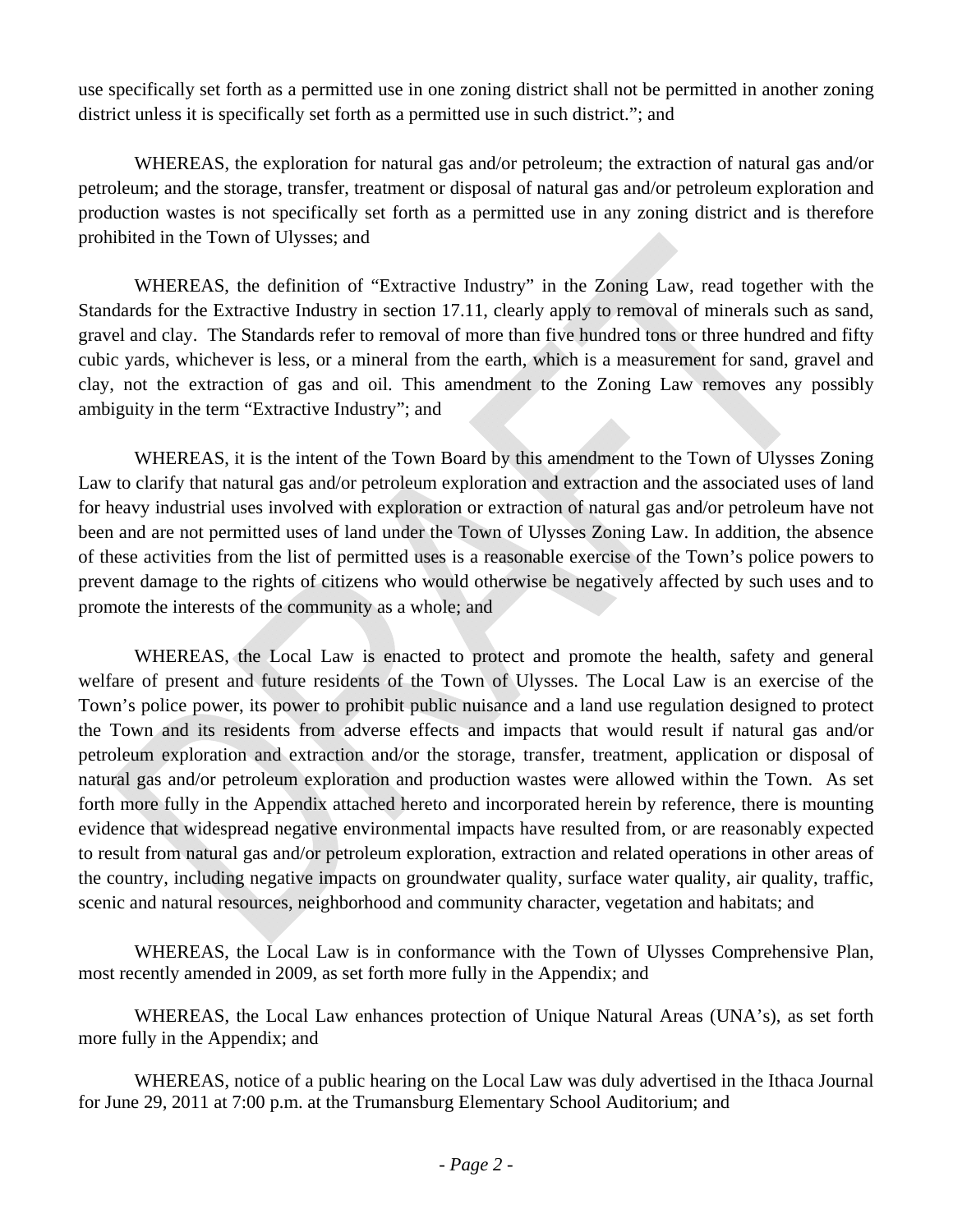use specifically set forth as a permitted use in one zoning district shall not be permitted in another zoning district unless it is specifically set forth as a permitted use in such district."; and

WHEREAS, the exploration for natural gas and/or petroleum; the extraction of natural gas and/or petroleum; and the storage, transfer, treatment or disposal of natural gas and/or petroleum exploration and production wastes is not specifically set forth as a permitted use in any zoning district and is therefore prohibited in the Town of Ulysses; and

WHEREAS, the definition of "Extractive Industry" in the Zoning Law, read together with the Standards for the Extractive Industry in section 17.11, clearly apply to removal of minerals such as sand, gravel and clay. The Standards refer to removal of more than five hundred tons or three hundred and fifty cubic yards, whichever is less, or a mineral from the earth, which is a measurement for sand, gravel and clay, not the extraction of gas and oil. This amendment to the Zoning Law removes any possibly ambiguity in the term "Extractive Industry"; and

WHEREAS, it is the intent of the Town Board by this amendment to the Town of Ulysses Zoning Law to clarify that natural gas and/or petroleum exploration and extraction and the associated uses of land for heavy industrial uses involved with exploration or extraction of natural gas and/or petroleum have not been and are not permitted uses of land under the Town of Ulysses Zoning Law. In addition, the absence of these activities from the list of permitted uses is a reasonable exercise of the Town's police powers to prevent damage to the rights of citizens who would otherwise be negatively affected by such uses and to promote the interests of the community as a whole; and

WHEREAS, the Local Law is enacted to protect and promote the health, safety and general welfare of present and future residents of the Town of Ulysses. The Local Law is an exercise of the Town's police power, its power to prohibit public nuisance and a land use regulation designed to protect the Town and its residents from adverse effects and impacts that would result if natural gas and/or petroleum exploration and extraction and/or the storage, transfer, treatment, application or disposal of natural gas and/or petroleum exploration and production wastes were allowed within the Town. As set forth more fully in the Appendix attached hereto and incorporated herein by reference, there is mounting evidence that widespread negative environmental impacts have resulted from, or are reasonably expected to result from natural gas and/or petroleum exploration, extraction and related operations in other areas of the country, including negative impacts on groundwater quality, surface water quality, air quality, traffic, scenic and natural resources, neighborhood and community character, vegetation and habitats; and

WHEREAS, the Local Law is in conformance with the Town of Ulysses Comprehensive Plan, most recently amended in 2009, as set forth more fully in the Appendix; and

WHEREAS, the Local Law enhances protection of Unique Natural Areas (UNA's), as set forth more fully in the Appendix; and

WHEREAS, notice of a public hearing on the Local Law was duly advertised in the Ithaca Journal for June 29, 2011 at 7:00 p.m. at the Trumansburg Elementary School Auditorium; and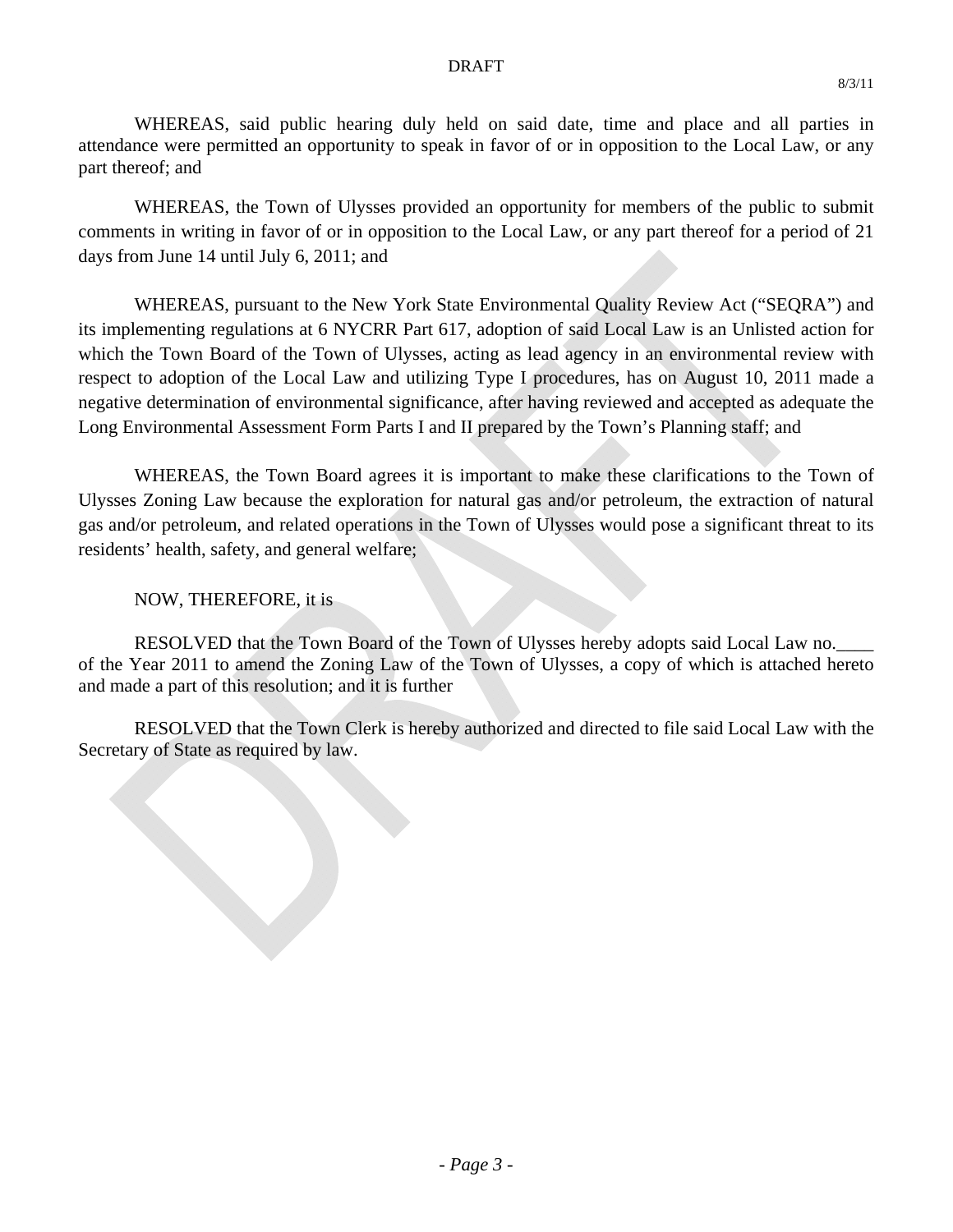WHEREAS, said public hearing duly held on said date, time and place and all parties in attendance were permitted an opportunity to speak in favor of or in opposition to the Local Law, or any part thereof; and

WHEREAS, the Town of Ulysses provided an opportunity for members of the public to submit comments in writing in favor of or in opposition to the Local Law, or any part thereof for a period of 21 days from June 14 until July 6, 2011; and

WHEREAS, pursuant to the New York State Environmental Quality Review Act ("SEQRA") and its implementing regulations at 6 NYCRR Part 617, adoption of said Local Law is an Unlisted action for which the Town Board of the Town of Ulysses, acting as lead agency in an environmental review with respect to adoption of the Local Law and utilizing Type I procedures, has on August 10, 2011 made a negative determination of environmental significance, after having reviewed and accepted as adequate the Long Environmental Assessment Form Parts I and II prepared by the Town's Planning staff; and

WHEREAS, the Town Board agrees it is important to make these clarifications to the Town of Ulysses Zoning Law because the exploration for natural gas and/or petroleum, the extraction of natural gas and/or petroleum, and related operations in the Town of Ulysses would pose a significant threat to its residents' health, safety, and general welfare;

NOW, THEREFORE, it is

RESOLVED that the Town Board of the Town of Ulysses hereby adopts said Local Law no.____ of the Year 2011 to amend the Zoning Law of the Town of Ulysses, a copy of which is attached hereto and made a part of this resolution; and it is further

RESOLVED that the Town Clerk is hereby authorized and directed to file said Local Law with the Secretary of State as required by law.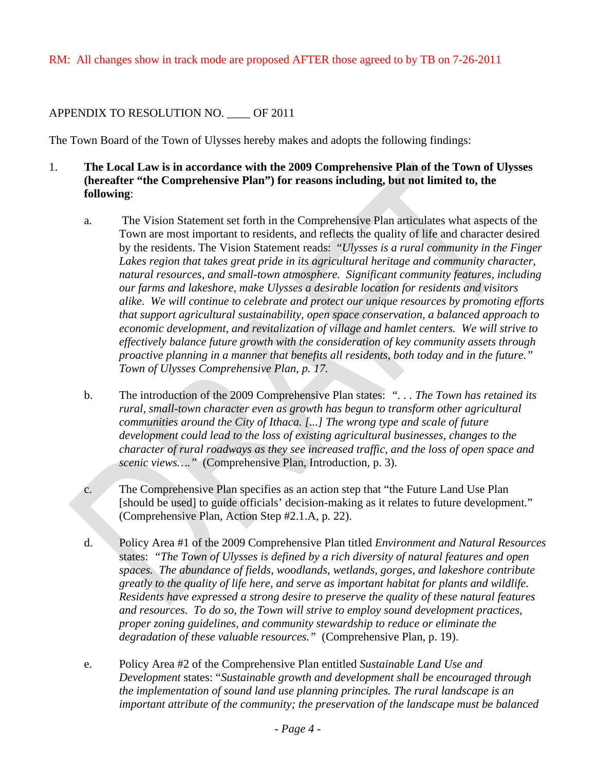RM: All changes show in track mode are proposed AFTER those agreed to by TB on 7-26-2011

APPENDIX TO RESOLUTION NO. ____ OF 2011

The Town Board of the Town of Ulysses hereby makes and adopts the following findings:

1. **The Local Law is in accordance with the 2009 Comprehensive Plan of the Town of Ulysses (hereafter "the Comprehensive Plan") for reasons including, but not limited to, the following**:

   a. The Vision Statement set forth in the Comprehensive Plan articulates what aspects of the Town are most important to residents, and reflects the quality of life and character desired by the residents. The Vision Statement reads: *"Ulysses is a rural community in the Finger Lakes region that takes great pride in its agricultural heritage and community character, natural resources, and small-town atmosphere. Significant community features, including our farms and lakeshore, make Ulysses a desirable location for residents and visitors alike. We will continue to celebrate and protect our unique resources by promoting efforts that support agricultural sustainability, open space conservation, a balanced approach to economic development, and revitalization of village and hamlet centers. We will strive to effectively balance future growth with the consideration of key community assets through proactive planning in a manner that benefits all residents, both today and in the future." Town of Ulysses Comprehensive Plan, p. 17.*

   b. The introduction of the 2009 Comprehensive Plan states: *". . . The Town has retained its rural, small-town character even as growth has begun to transform other agricultural communities around the City of Ithaca. [...] The wrong type and scale of future development could lead to the loss of existing agricultural businesses, changes to the character of rural roadways as they see increased traffic, and the loss of open space and scenic views…."* (Comprehensive Plan, Introduction, p. 3).

   c. The Comprehensive Plan specifies as an action step that "the Future Land Use Plan [should be used] to guide officials' decision-making as it relates to future development." (Comprehensive Plan, Action Step #2.1.A, p. 22).

   d. Policy Area #1 of the 2009 Comprehensive Plan titled *Environment and Natural Resources* states: *"The Town of Ulysses is defined by a rich diversity of natural features and open spaces. The abundance of fields, woodlands, wetlands, gorges, and lakeshore contribute greatly to the quality of life here, and serve as important habitat for plants and wildlife. Residents have expressed a strong desire to preserve the quality of these natural features and resources. To do so, the Town will strive to employ sound development practices, proper zoning guidelines, and community stewardship to reduce or eliminate the degradation of these valuable resources."* (Comprehensive Plan, p. 19).

   e. Policy Area #2 of the Comprehensive Plan entitled *Sustainable Land Use and Development* states: "*Sustainable growth and development shall be encouraged through the implementation of sound land use planning principles. The rural landscape is an important attribute of the community; the preservation of the landscape must be balanced*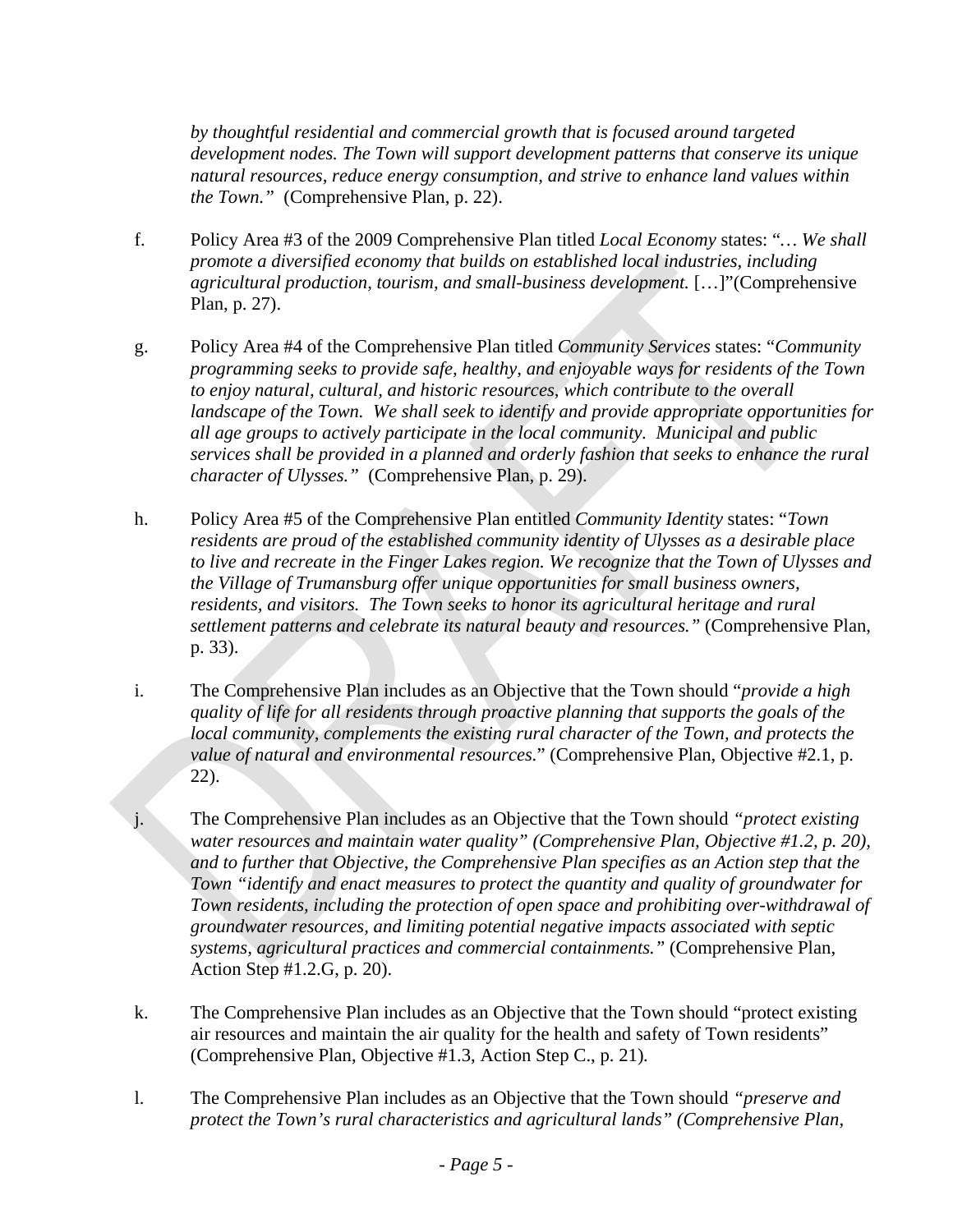*by thoughtful residential and commercial growth that is focused around targeted development nodes. The Town will support development patterns that conserve its unique natural resources, reduce energy consumption, and strive to enhance land values within the Town."* (Comprehensive Plan, p. 22).

f. Policy Area #3 of the 2009 Comprehensive Plan titled *Local Economy* states: "*… We shall promote a diversified economy that builds on established local industries, including agricultural production, tourism, and small-business development.* […]"(Comprehensive Plan, p. 27).

g. Policy Area #4 of the Comprehensive Plan titled *Community Services* states: "*Community programming seeks to provide safe, healthy, and enjoyable ways for residents of the Town to enjoy natural, cultural, and historic resources, which contribute to the overall landscape of the Town. We shall seek to identify and provide appropriate opportunities for all age groups to actively participate in the local community. Municipal and public services shall be provided in a planned and orderly fashion that seeks to enhance the rural character of Ulysses."* (Comprehensive Plan, p. 29).

h. Policy Area #5 of the Comprehensive Plan entitled *Community Identity* states: "*Town residents are proud of the established community identity of Ulysses as a desirable place to live and recreate in the Finger Lakes region. We recognize that the Town of Ulysses and the Village of Trumansburg offer unique opportunities for small business owners, residents, and visitors. The Town seeks to honor its agricultural heritage and rural settlement patterns and celebrate its natural beauty and resources."* (Comprehensive Plan, p. 33).

i. The Comprehensive Plan includes as an Objective that the Town should "*provide a high quality of life for all residents through proactive planning that supports the goals of the local community, complements the existing rural character of the Town, and protects the value of natural and environmental resources.*" (Comprehensive Plan, Objective #2.1, p. 22).

j. The Comprehensive Plan includes as an Objective that the Town should *"protect existing water resources and maintain water quality" (Comprehensive Plan, Objective #1.2, p. 20), and to further that Objective, the Comprehensive Plan specifies as an Action step that the Town "identify and enact measures to protect the quantity and quality of groundwater for Town residents, including the protection of open space and prohibiting over-withdrawal of groundwater resources, and limiting potential negative impacts associated with septic systems, agricultural practices and commercial containments."* (Comprehensive Plan, Action Step #1.2.G, p. 20).

k. The Comprehensive Plan includes as an Objective that the Town should "protect existing air resources and maintain the air quality for the health and safety of Town residents" (Comprehensive Plan, Objective #1.3, Action Step C., p. 21).

l. The Comprehensive Plan includes as an Objective that the Town should *"preserve and protect the Town's rural characteristics and agricultural lands" (Comprehensive Plan,*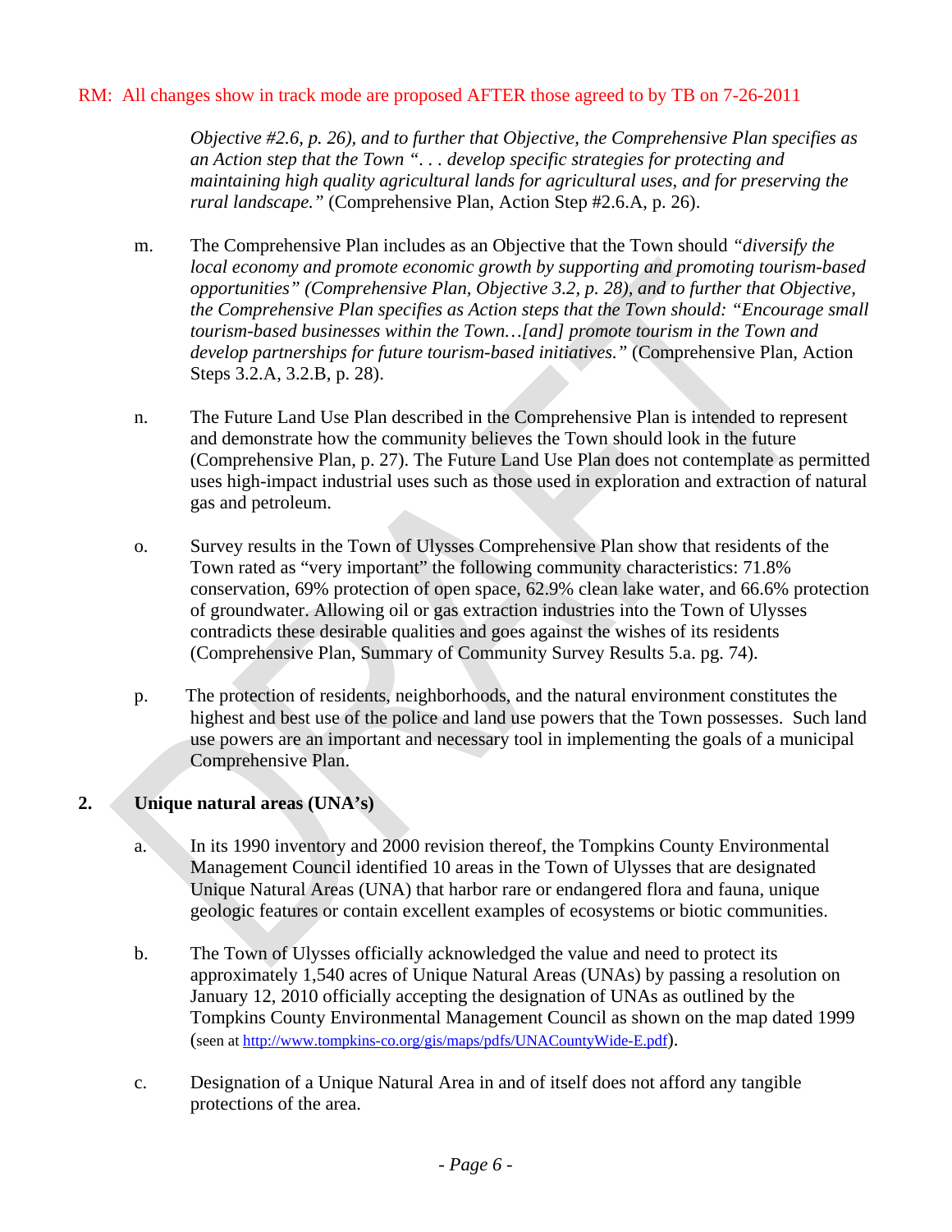RM: All changes show in track mode are proposed AFTER those agreed to by TB on 7-26-2011

*Objective #2.6, p. 26), and to further that Objective, the Comprehensive Plan specifies as an Action step that the Town ". . . develop specific strategies for protecting and maintaining high quality agricultural lands for agricultural uses, and for preserving the rural landscape."* (Comprehensive Plan, Action Step #2.6.A, p. 26).

m. The Comprehensive Plan includes as an Objective that the Town should *"diversify the local economy and promote economic growth by supporting and promoting tourism-based opportunities" (Comprehensive Plan, Objective 3.2, p. 28), and to further that Objective, the Comprehensive Plan specifies as Action steps that the Town should: "Encourage small tourism-based businesses within the Town…[and] promote tourism in the Town and develop partnerships for future tourism-based initiatives."* (Comprehensive Plan, Action Steps 3.2.A, 3.2.B, p. 28).

n. The Future Land Use Plan described in the Comprehensive Plan is intended to represent and demonstrate how the community believes the Town should look in the future (Comprehensive Plan, p. 27). The Future Land Use Plan does not contemplate as permitted uses high-impact industrial uses such as those used in exploration and extraction of natural gas and petroleum.

o. Survey results in the Town of Ulysses Comprehensive Plan show that residents of the Town rated as "very important" the following community characteristics: 71.8% conservation, 69% protection of open space, 62.9% clean lake water, and 66.6% protection of groundwater. Allowing oil or gas extraction industries into the Town of Ulysses contradicts these desirable qualities and goes against the wishes of its residents (Comprehensive Plan, Summary of Community Survey Results 5.a. pg. 74).

p. The protection of residents, neighborhoods, and the natural environment constitutes the highest and best use of the police and land use powers that the Town possesses. Such land use powers are an important and necessary tool in implementing the goals of a municipal Comprehensive Plan.

## 2. Unique natural areas (UNA's)

a. In its 1990 inventory and 2000 revision thereof, the Tompkins County Environmental Management Council identified 10 areas in the Town of Ulysses that are designated Unique Natural Areas (UNA) that harbor rare or endangered flora and fauna, unique geologic features or contain excellent examples of ecosystems or biotic communities.

b. The Town of Ulysses officially acknowledged the value and need to protect its approximately 1,540 acres of Unique Natural Areas (UNAs) by passing a resolution on January 12, 2010 officially accepting the designation of UNAs as outlined by the Tompkins County Environmental Management Council as shown on the map dated 1999 (seen at http://www.tompkins-co.org/gis/maps/pdfs/UNACountyWide-E.pdf).

c. Designation of a Unique Natural Area in and of itself does not afford any tangible protections of the area.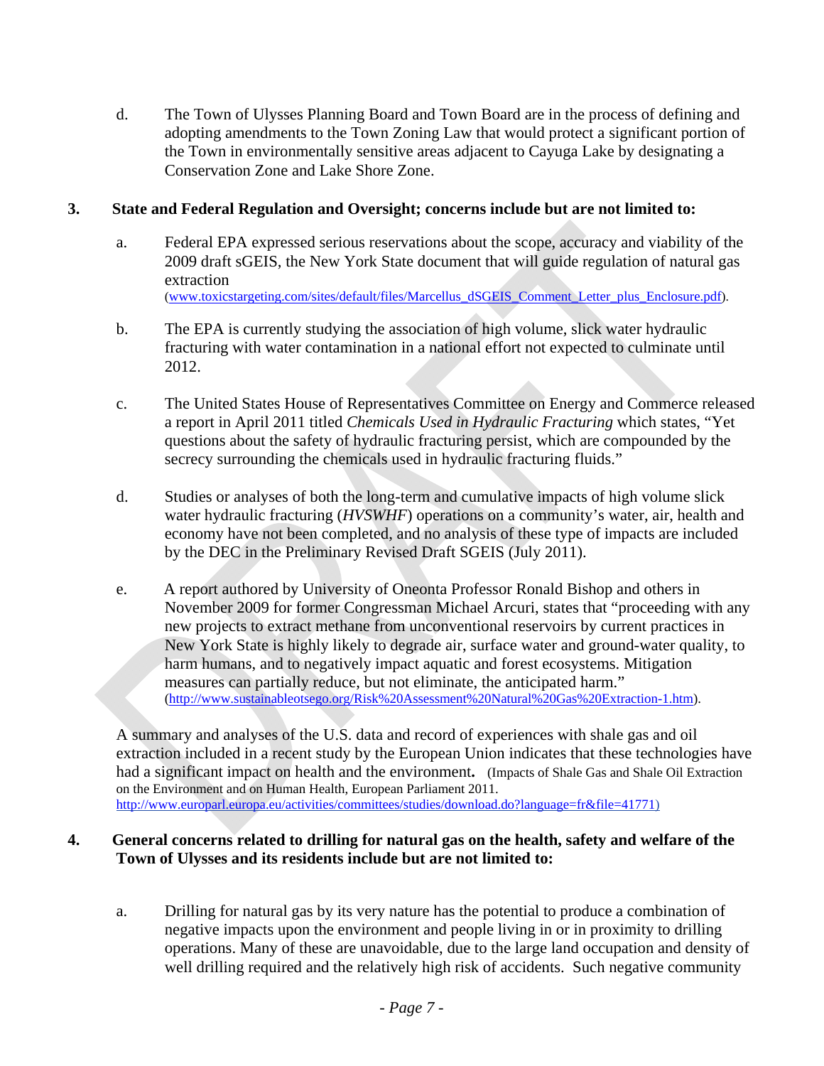d. The Town of Ulysses Planning Board and Town Board are in the process of defining and adopting amendments to the Town Zoning Law that would protect a significant portion of the Town in environmentally sensitive areas adjacent to Cayuga Lake by designating a Conservation Zone and Lake Shore Zone.

**3. State and Federal Regulation and Oversight; concerns include but are not limited to:**

a. Federal EPA expressed serious reservations about the scope, accuracy and viability of the 2009 draft sGEIS, the New York State document that will guide regulation of natural gas extraction (www.toxicstargeting.com/sites/default/files/Marcellus_dSGEIS_Comment_Letter_plus_Enclosure.pdf).

b. The EPA is currently studying the association of high volume, slick water hydraulic fracturing with water contamination in a national effort not expected to culminate until 2012.

c. The United States House of Representatives Committee on Energy and Commerce released a report in April 2011 titled *Chemicals Used in Hydraulic Fracturing* which states, "Yet questions about the safety of hydraulic fracturing persist, which are compounded by the secrecy surrounding the chemicals used in hydraulic fracturing fluids."

d. Studies or analyses of both the long-term and cumulative impacts of high volume slick water hydraulic fracturing (*HVSWHF*) operations on a community's water, air, health and economy have not been completed, and no analysis of these type of impacts are included by the DEC in the Preliminary Revised Draft SGEIS (July 2011).

e. A report authored by University of Oneonta Professor Ronald Bishop and others in November 2009 for former Congressman Michael Arcuri, states that "proceeding with any new projects to extract methane from unconventional reservoirs by current practices in New York State is highly likely to degrade air, surface water and ground-water quality, to harm humans, and to negatively impact aquatic and forest ecosystems. Mitigation measures can partially reduce, but not eliminate, the anticipated harm." (http://www.sustainableotsego.org/Risk%20Assessment%20Natural%20Gas%20Extraction-1.htm).

A summary and analyses of the U.S. data and record of experiences with shale gas and oil extraction included in a recent study by the European Union indicates that these technologies have had a significant impact on health and the environment**.** (Impacts of Shale Gas and Shale Oil Extraction on the Environment and on Human Health, European Parliament 2011. http://www.europarl.europa.eu/activities/committees/studies/download.do?language=fr&file=41771)

**4. General concerns related to drilling for natural gas on the health, safety and welfare of the Town of Ulysses and its residents include but are not limited to:**

a. Drilling for natural gas by its very nature has the potential to produce a combination of negative impacts upon the environment and people living in or in proximity to drilling operations. Many of these are unavoidable, due to the large land occupation and density of well drilling required and the relatively high risk of accidents. Such negative community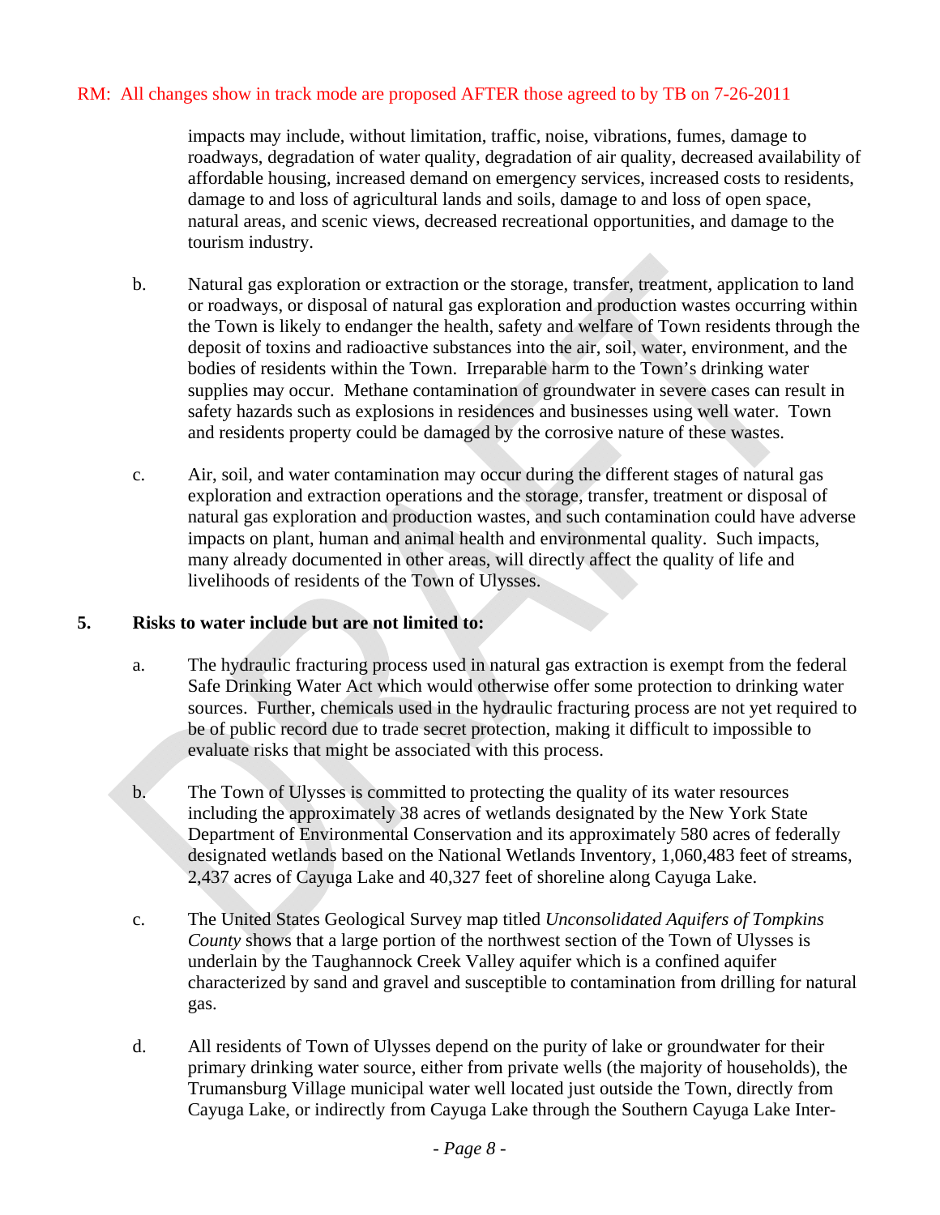RM: All changes show in track mode are proposed AFTER those agreed to by TB on 7-26-2011

impacts may include, without limitation, traffic, noise, vibrations, fumes, damage to roadways, degradation of water quality, degradation of air quality, decreased availability of affordable housing, increased demand on emergency services, increased costs to residents, damage to and loss of agricultural lands and soils, damage to and loss of open space, natural areas, and scenic views, decreased recreational opportunities, and damage to the tourism industry.

b. Natural gas exploration or extraction or the storage, transfer, treatment, application to land or roadways, or disposal of natural gas exploration and production wastes occurring within the Town is likely to endanger the health, safety and welfare of Town residents through the deposit of toxins and radioactive substances into the air, soil, water, environment, and the bodies of residents within the Town. Irreparable harm to the Town's drinking water supplies may occur. Methane contamination of groundwater in severe cases can result in safety hazards such as explosions in residences and businesses using well water. Town and residents property could be damaged by the corrosive nature of these wastes.

c. Air, soil, and water contamination may occur during the different stages of natural gas exploration and extraction operations and the storage, transfer, treatment or disposal of natural gas exploration and production wastes, and such contamination could have adverse impacts on plant, human and animal health and environmental quality. Such impacts, many already documented in other areas, will directly affect the quality of life and livelihoods of residents of the Town of Ulysses.

**5. Risks to water include but are not limited to:**

a. The hydraulic fracturing process used in natural gas extraction is exempt from the federal Safe Drinking Water Act which would otherwise offer some protection to drinking water sources. Further, chemicals used in the hydraulic fracturing process are not yet required to be of public record due to trade secret protection, making it difficult to impossible to evaluate risks that might be associated with this process.

b. The Town of Ulysses is committed to protecting the quality of its water resources including the approximately 38 acres of wetlands designated by the New York State Department of Environmental Conservation and its approximately 580 acres of federally designated wetlands based on the National Wetlands Inventory, 1,060,483 feet of streams, 2,437 acres of Cayuga Lake and 40,327 feet of shoreline along Cayuga Lake.

c. The United States Geological Survey map titled *Unconsolidated Aquifers of Tompkins County* shows that a large portion of the northwest section of the Town of Ulysses is underlain by the Taughannock Creek Valley aquifer which is a confined aquifer characterized by sand and gravel and susceptible to contamination from drilling for natural gas.

d. All residents of Town of Ulysses depend on the purity of lake or groundwater for their primary drinking water source, either from private wells (the majority of households), the Trumansburg Village municipal water well located just outside the Town, directly from Cayuga Lake, or indirectly from Cayuga Lake through the Southern Cayuga Lake Inter-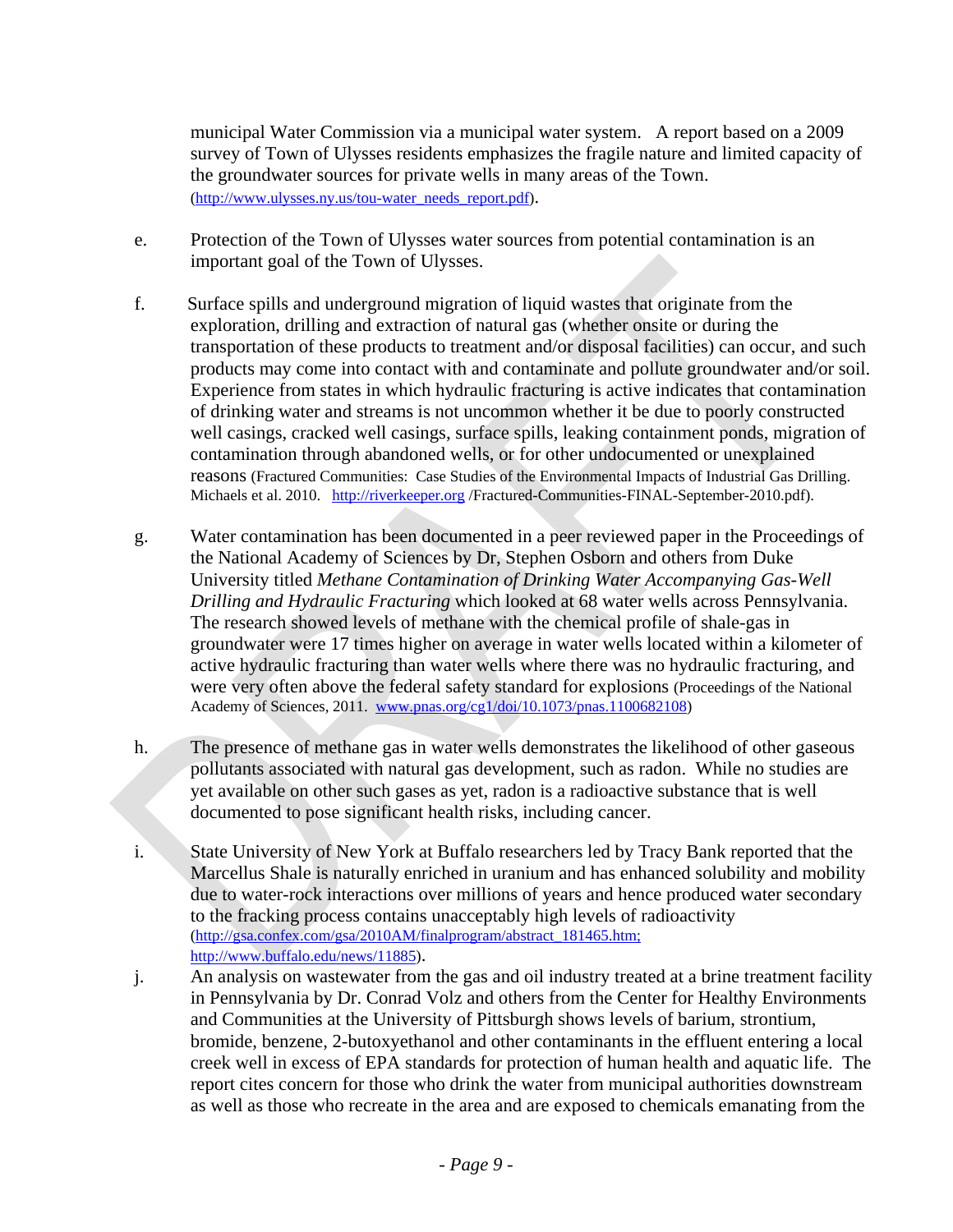municipal Water Commission via a municipal water system. A report based on a 2009 survey of Town of Ulysses residents emphasizes the fragile nature and limited capacity of the groundwater sources for private wells in many areas of the Town. (http://www.ulysses.ny.us/tou-water_needs_report.pdf).

e. Protection of the Town of Ulysses water sources from potential contamination is an important goal of the Town of Ulysses.

f. Surface spills and underground migration of liquid wastes that originate from the exploration, drilling and extraction of natural gas (whether onsite or during the transportation of these products to treatment and/or disposal facilities) can occur, and such products may come into contact with and contaminate and pollute groundwater and/or soil. Experience from states in which hydraulic fracturing is active indicates that contamination of drinking water and streams is not uncommon whether it be due to poorly constructed well casings, cracked well casings, surface spills, leaking containment ponds, migration of contamination through abandoned wells, or for other undocumented or unexplained reasons (Fractured Communities: Case Studies of the Environmental Impacts of Industrial Gas Drilling. Michaels et al. 2010. http://riverkeeper.org /Fractured-Communities-FINAL-September-2010.pdf).

g. Water contamination has been documented in a peer reviewed paper in the Proceedings of the National Academy of Sciences by Dr, Stephen Osborn and others from Duke University titled *Methane Contamination of Drinking Water Accompanying Gas-Well Drilling and Hydraulic Fracturing* which looked at 68 water wells across Pennsylvania. The research showed levels of methane with the chemical profile of shale-gas in groundwater were 17 times higher on average in water wells located within a kilometer of active hydraulic fracturing than water wells where there was no hydraulic fracturing, and were very often above the federal safety standard for explosions (Proceedings of the National Academy of Sciences, 2011. www.pnas.org/cg1/doi/10.1073/pnas.1100682108)

h. The presence of methane gas in water wells demonstrates the likelihood of other gaseous pollutants associated with natural gas development, such as radon. While no studies are yet available on other such gases as yet, radon is a radioactive substance that is well documented to pose significant health risks, including cancer.

i. State University of New York at Buffalo researchers led by Tracy Bank reported that the Marcellus Shale is naturally enriched in uranium and has enhanced solubility and mobility due to water-rock interactions over millions of years and hence produced water secondary to the fracking process contains unacceptably high levels of radioactivity (http://gsa.confex.com/gsa/2010AM/finalprogram/abstract_181465.htm; http://www.buffalo.edu/news/11885).

j. An analysis on wastewater from the gas and oil industry treated at a brine treatment facility in Pennsylvania by Dr. Conrad Volz and others from the Center for Healthy Environments and Communities at the University of Pittsburgh shows levels of barium, strontium, bromide, benzene, 2-butoxyethanol and other contaminants in the effluent entering a local creek well in excess of EPA standards for protection of human health and aquatic life. The report cites concern for those who drink the water from municipal authorities downstream as well as those who recreate in the area and are exposed to chemicals emanating from the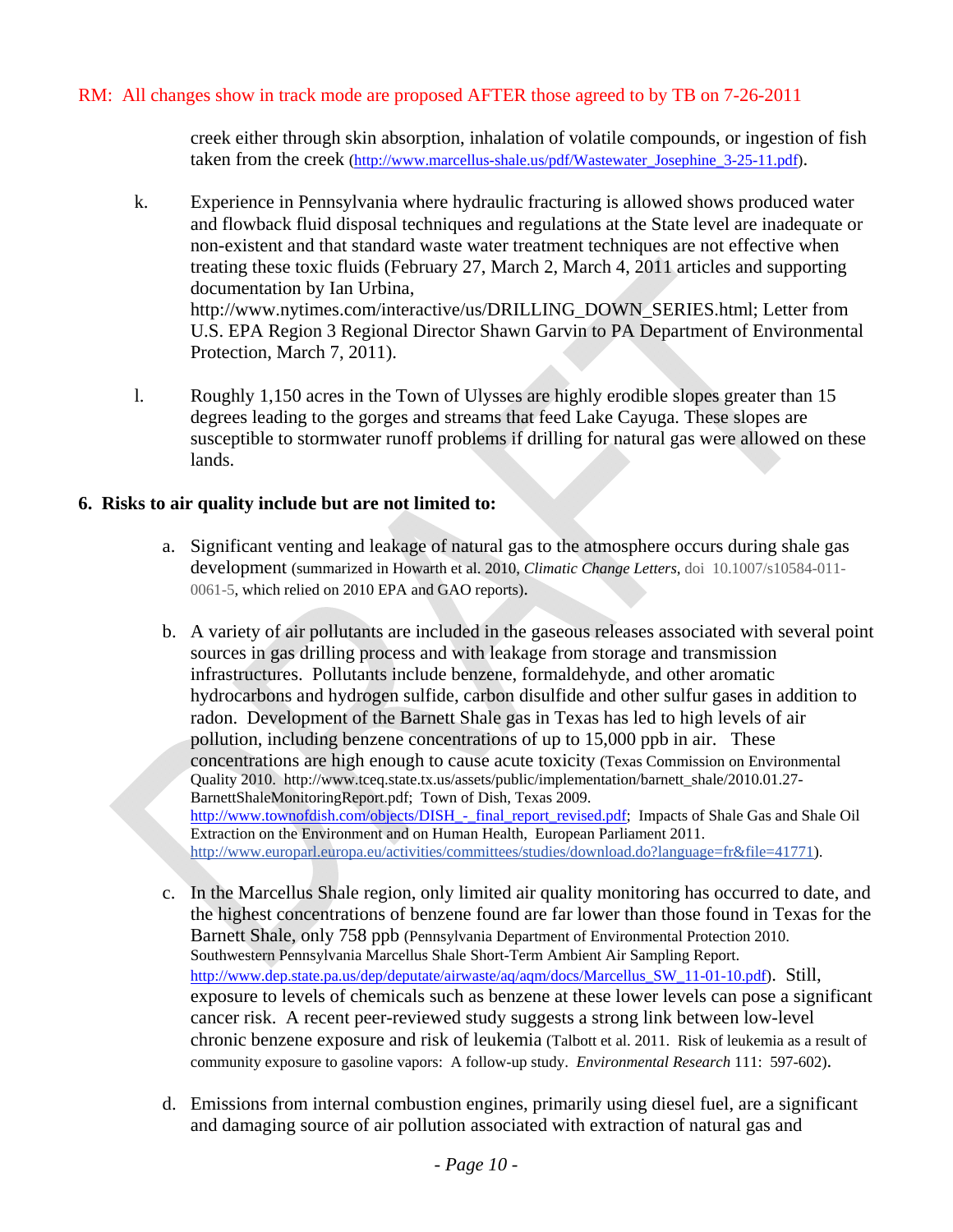RM: All changes show in track mode are proposed AFTER those agreed to by TB on 7-26-2011

creek either through skin absorption, inhalation of volatile compounds, or ingestion of fish taken from the creek (http://www.marcellus-shale.us/pdf/Wastewater_Josephine_3-25-11.pdf).

k. Experience in Pennsylvania where hydraulic fracturing is allowed shows produced water and flowback fluid disposal techniques and regulations at the State level are inadequate or non-existent and that standard waste water treatment techniques are not effective when treating these toxic fluids (February 27, March 2, March 4, 2011 articles and supporting documentation by Ian Urbina, http://www.nytimes.com/interactive/us/DRILLING_DOWN_SERIES.html; Letter from U.S. EPA Region 3 Regional Director Shawn Garvin to PA Department of Environmental Protection, March 7, 2011).

l. Roughly 1,150 acres in the Town of Ulysses are highly erodible slopes greater than 15 degrees leading to the gorges and streams that feed Lake Cayuga. These slopes are susceptible to stormwater runoff problems if drilling for natural gas were allowed on these lands.

**6. Risks to air quality include but are not limited to:**

a. Significant venting and leakage of natural gas to the atmosphere occurs during shale gas development (summarized in Howarth et al. 2010, *Climatic Change Letters*, doi 10.1007/s10584-011-0061-5, which relied on 2010 EPA and GAO reports).

b. A variety of air pollutants are included in the gaseous releases associated with several point sources in gas drilling process and with leakage from storage and transmission infrastructures. Pollutants include benzene, formaldehyde, and other aromatic hydrocarbons and hydrogen sulfide, carbon disulfide and other sulfur gases in addition to radon. Development of the Barnett Shale gas in Texas has led to high levels of air pollution, including benzene concentrations of up to 15,000 ppb in air. These concentrations are high enough to cause acute toxicity (Texas Commission on Environmental Quality 2010. http://www.tceq.state.tx.us/assets/public/implementation/barnett_shale/2010.01.27-BarnettShaleMonitoringReport.pdf; Town of Dish, Texas 2009. http://www.townofdish.com/objects/DISH_-_final_report_revised.pdf; Impacts of Shale Gas and Shale Oil Extraction on the Environment and on Human Health, European Parliament 2011. http://www.europarl.europa.eu/activities/committees/studies/download.do?language=fr&file=41771).

c. In the Marcellus Shale region, only limited air quality monitoring has occurred to date, and the highest concentrations of benzene found are far lower than those found in Texas for the Barnett Shale, only 758 ppb (Pennsylvania Department of Environmental Protection 2010. Southwestern Pennsylvania Marcellus Shale Short-Term Ambient Air Sampling Report. http://www.dep.state.pa.us/dep/deputate/airwaste/aq/aqm/docs/Marcellus_SW_11-01-10.pdf). Still, exposure to levels of chemicals such as benzene at these lower levels can pose a significant cancer risk. A recent peer-reviewed study suggests a strong link between low-level chronic benzene exposure and risk of leukemia (Talbott et al. 2011. Risk of leukemia as a result of community exposure to gasoline vapors: A follow-up study. *Environmental Research* 111: 597-602).

d. Emissions from internal combustion engines, primarily using diesel fuel, are a significant and damaging source of air pollution associated with extraction of natural gas and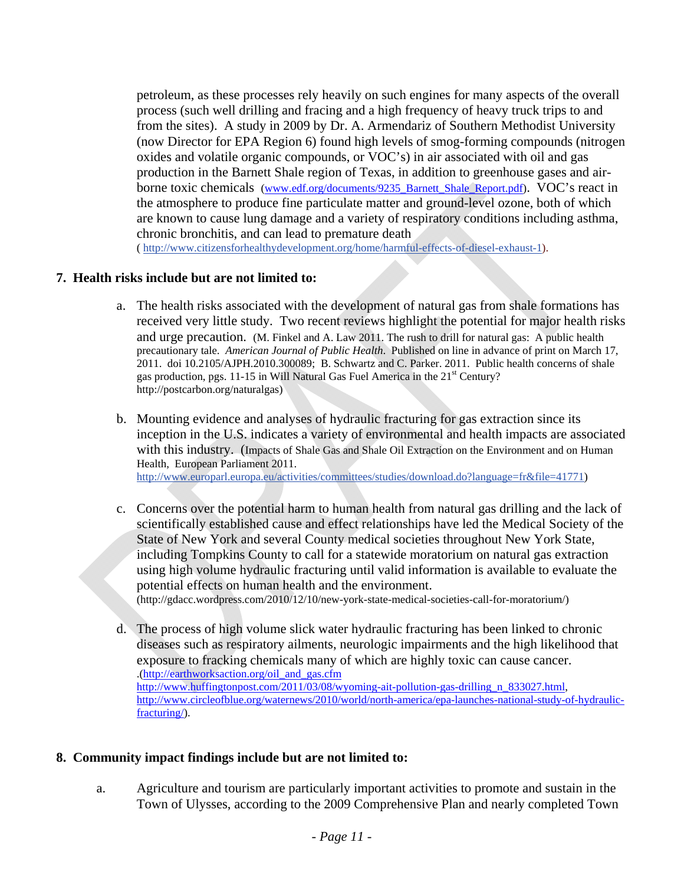petroleum, as these processes rely heavily on such engines for many aspects of the overall process (such well drilling and fracing and a high frequency of heavy truck trips to and from the sites). A study in 2009 by Dr. A. Armendariz of Southern Methodist University (now Director for EPA Region 6) found high levels of smog-forming compounds (nitrogen oxides and volatile organic compounds, or VOC's) in air associated with oil and gas production in the Barnett Shale region of Texas, in addition to greenhouse gases and air-borne toxic chemicals (www.edf.org/documents/9235_Barnett_Shale_Report.pdf). VOC's react in the atmosphere to produce fine particulate matter and ground-level ozone, both of which are known to cause lung damage and a variety of respiratory conditions including asthma, chronic bronchitis, and can lead to premature death ( http://www.citizensforhealthydevelopment.org/home/harmful-effects-of-diesel-exhaust-1).

**7. Health risks include but are not limited to:**

a. The health risks associated with the development of natural gas from shale formations has received very little study. Two recent reviews highlight the potential for major health risks and urge precaution. (M. Finkel and A. Law 2011. The rush to drill for natural gas: A public health precautionary tale. *American Journal of Public Health*. Published on line in advance of print on March 17, 2011. doi 10.2105/AJPH.2010.300089; B. Schwartz and C. Parker. 2011. Public health concerns of shale gas production, pgs. 11-15 in Will Natural Gas Fuel America in the 21st Century? http://postcarbon.org/naturalgas)

b. Mounting evidence and analyses of hydraulic fracturing for gas extraction since its inception in the U.S. indicates a variety of environmental and health impacts are associated with this industry. (Impacts of Shale Gas and Shale Oil Extraction on the Environment and on Human Health, European Parliament 2011. http://www.europarl.europa.eu/activities/committees/studies/download.do?language=fr&file=41771)

c. Concerns over the potential harm to human health from natural gas drilling and the lack of scientifically established cause and effect relationships have led the Medical Society of the State of New York and several County medical societies throughout New York State, including Tompkins County to call for a statewide moratorium on natural gas extraction using high volume hydraulic fracturing until valid information is available to evaluate the potential effects on human health and the environment. (http://gdacc.wordpress.com/2010/12/10/new-york-state-medical-societies-call-for-moratorium/)

d. The process of high volume slick water hydraulic fracturing has been linked to chronic diseases such as respiratory ailments, neurologic impairments and the high likelihood that exposure to fracking chemicals many of which are highly toxic can cause cancer. .(http://earthworksaction.org/oil_and_gas.cfm http://www.huffingtonpost.com/2011/03/08/wyoming-ait-pollution-gas-drilling_n_833027.html, http://www.circleofblue.org/waternews/2010/world/north-america/epa-launches-national-study-of-hydraulic-fracturing/).

**8. Community impact findings include but are not limited to:**

a. Agriculture and tourism are particularly important activities to promote and sustain in the Town of Ulysses, according to the 2009 Comprehensive Plan and nearly completed Town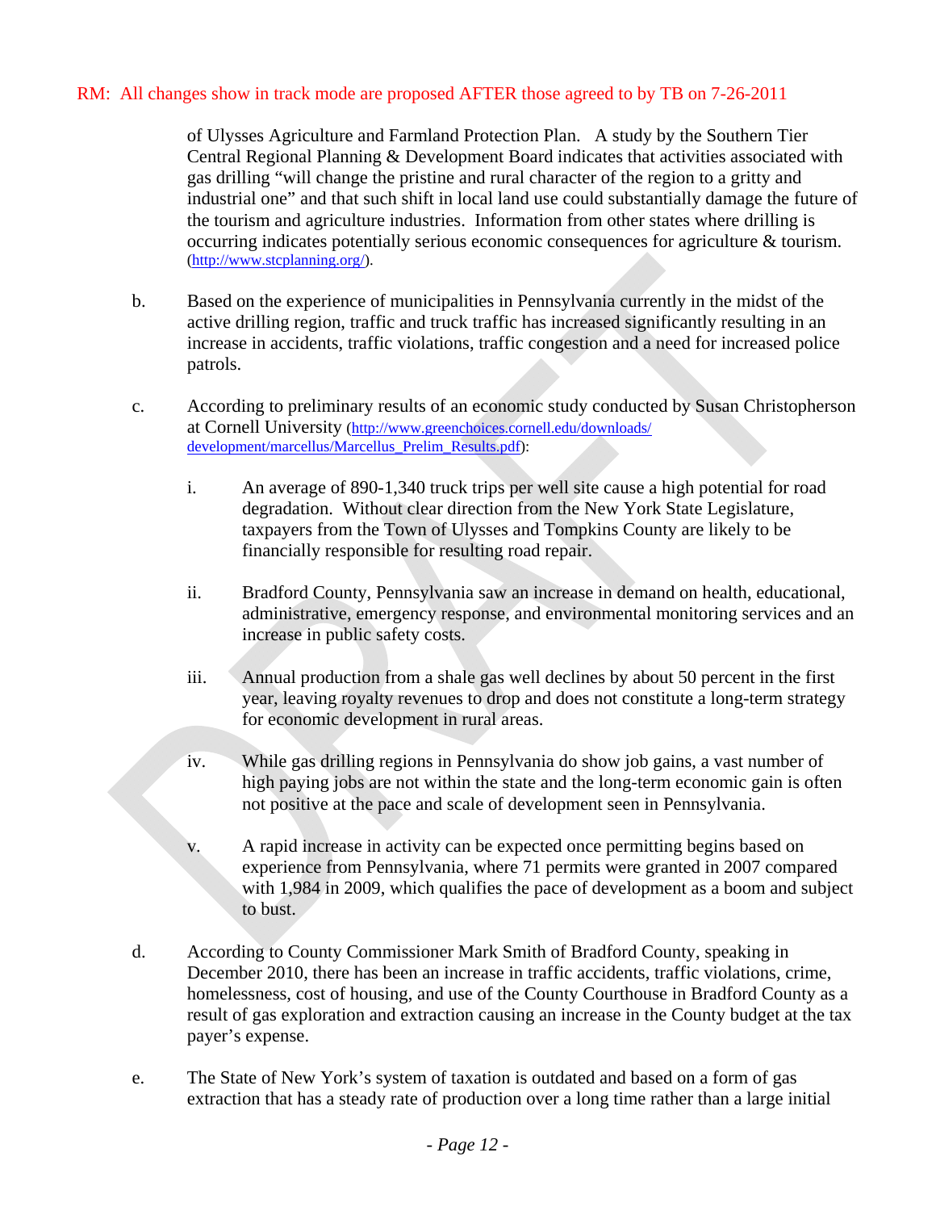RM: All changes show in track mode are proposed AFTER those agreed to by TB on 7-26-2011

of Ulysses Agriculture and Farmland Protection Plan. A study by the Southern Tier Central Regional Planning & Development Board indicates that activities associated with gas drilling "will change the pristine and rural character of the region to a gritty and industrial one" and that such shift in local land use could substantially damage the future of the tourism and agriculture industries. Information from other states where drilling is occurring indicates potentially serious economic consequences for agriculture & tourism. (http://www.stcplanning.org/).

b. Based on the experience of municipalities in Pennsylvania currently in the midst of the active drilling region, traffic and truck traffic has increased significantly resulting in an increase in accidents, traffic violations, traffic congestion and a need for increased police patrols.

c. According to preliminary results of an economic study conducted by Susan Christopherson at Cornell University (http://www.greenchoices.cornell.edu/downloads/development/marcellus/Marcellus_Prelim_Results.pdf):

   i. An average of 890-1,340 truck trips per well site cause a high potential for road degradation. Without clear direction from the New York State Legislature, taxpayers from the Town of Ulysses and Tompkins County are likely to be financially responsible for resulting road repair.

   ii. Bradford County, Pennsylvania saw an increase in demand on health, educational, administrative, emergency response, and environmental monitoring services and an increase in public safety costs.

   iii. Annual production from a shale gas well declines by about 50 percent in the first year, leaving royalty revenues to drop and does not constitute a long-term strategy for economic development in rural areas.

   iv. While gas drilling regions in Pennsylvania do show job gains, a vast number of high paying jobs are not within the state and the long-term economic gain is often not positive at the pace and scale of development seen in Pennsylvania.

   v. A rapid increase in activity can be expected once permitting begins based on experience from Pennsylvania, where 71 permits were granted in 2007 compared with 1,984 in 2009, which qualifies the pace of development as a boom and subject to bust.

d. According to County Commissioner Mark Smith of Bradford County, speaking in December 2010, there has been an increase in traffic accidents, traffic violations, crime, homelessness, cost of housing, and use of the County Courthouse in Bradford County as a result of gas exploration and extraction causing an increase in the County budget at the tax payer's expense.

e. The State of New York's system of taxation is outdated and based on a form of gas extraction that has a steady rate of production over a long time rather than a large initial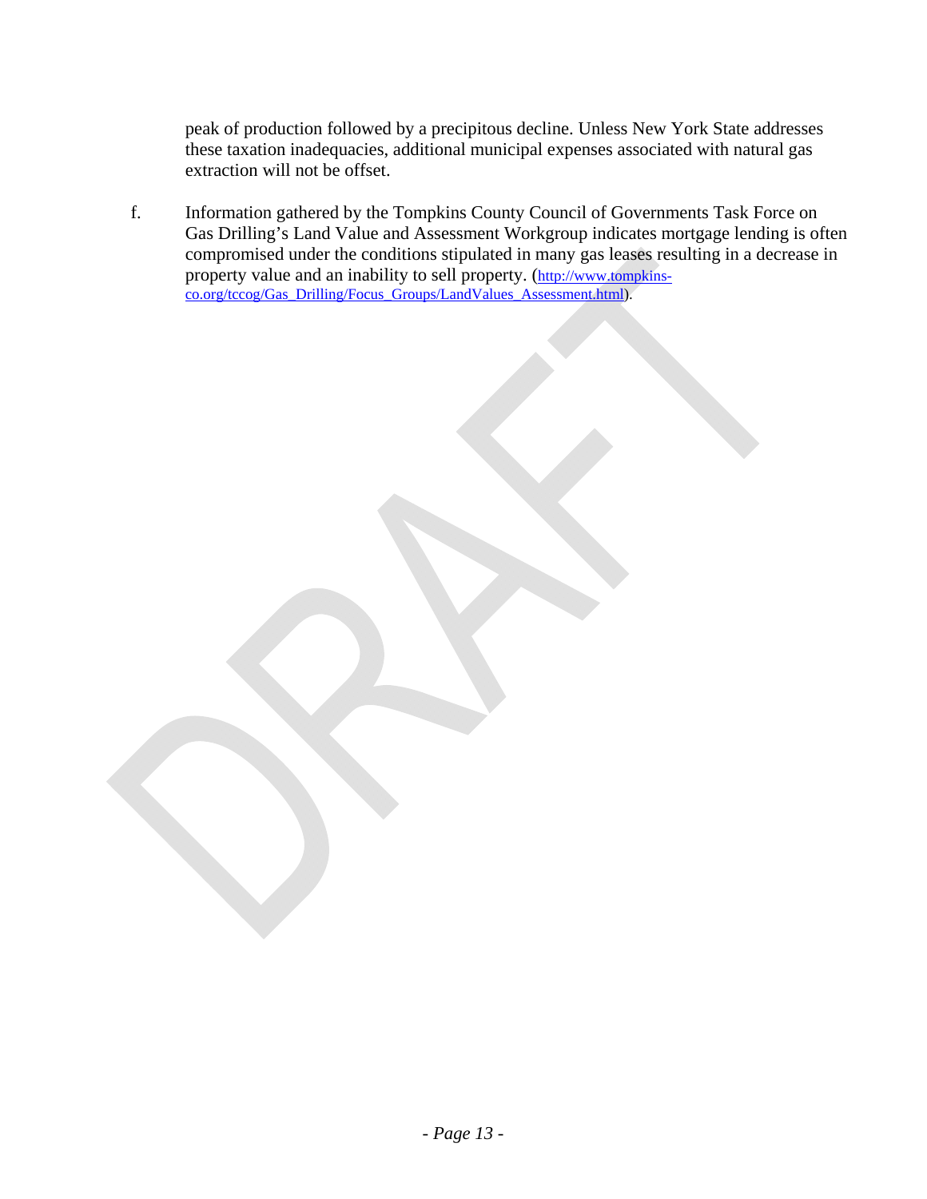peak of production followed by a precipitous decline. Unless New York State addresses these taxation inadequacies, additional municipal expenses associated with natural gas extraction will not be offset.

f. Information gathered by the Tompkins County Council of Governments Task Force on Gas Drilling's Land Value and Assessment Workgroup indicates mortgage lending is often compromised under the conditions stipulated in many gas leases resulting in a decrease in property value and an inability to sell property. (http://www.tompkins-co.org/tccog/Gas_Drilling/Focus_Groups/LandValues_Assessment.html).